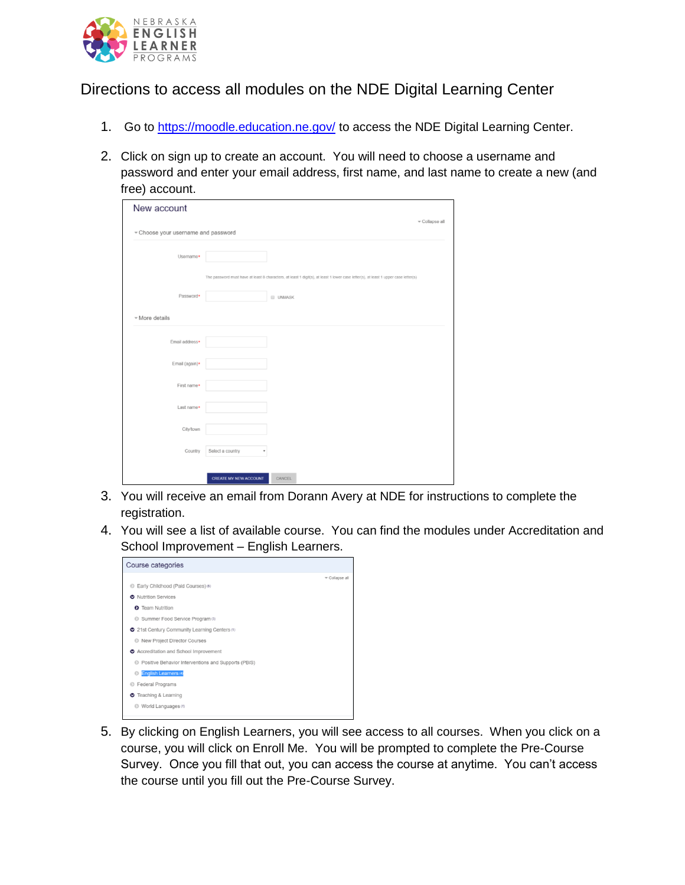# Directions to access all modules on the NDE Digital Learning Center

1. Go to https://moodle.education.ne.gov/ to access the NDE Digital Learning Center.

2. Click on sign up to create an account. You will need to choose a username and password and enter your email address, first name, and last name to create a new (and free) account.

3. You will receive an email from Dorann Avery at NDE for instructions to complete the registration.

4. You will see a list of available course. You can find the modules under Accreditation and School Improvement – English Learners.

5. By clicking on English Learners, you will see access to all courses. When you click on a course, you will click on Enroll Me. You will be prompted to complete the Pre-Course Survey. Once you fill that out, you can access the course at anytime. You can't access the course until you fill out the Pre-Course Survey.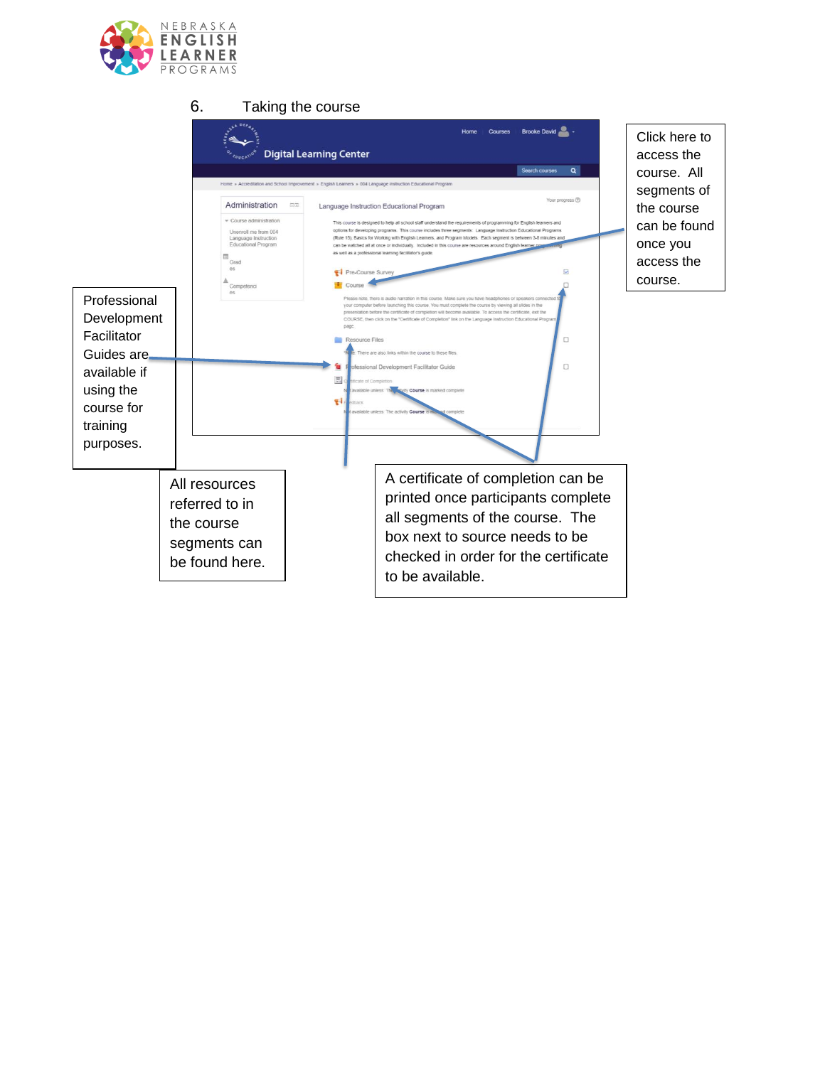## 6. Taking the course

Click here to access the course. All segments of the course can be found once you access the course.

Professional Development Facilitator Guides are available if using the course for training purposes.

All resources referred to in the course segments can be found here.

A certificate of completion can be printed once participants complete all segments of the course. The box next to source needs to be checked in order for the certificate to be available.